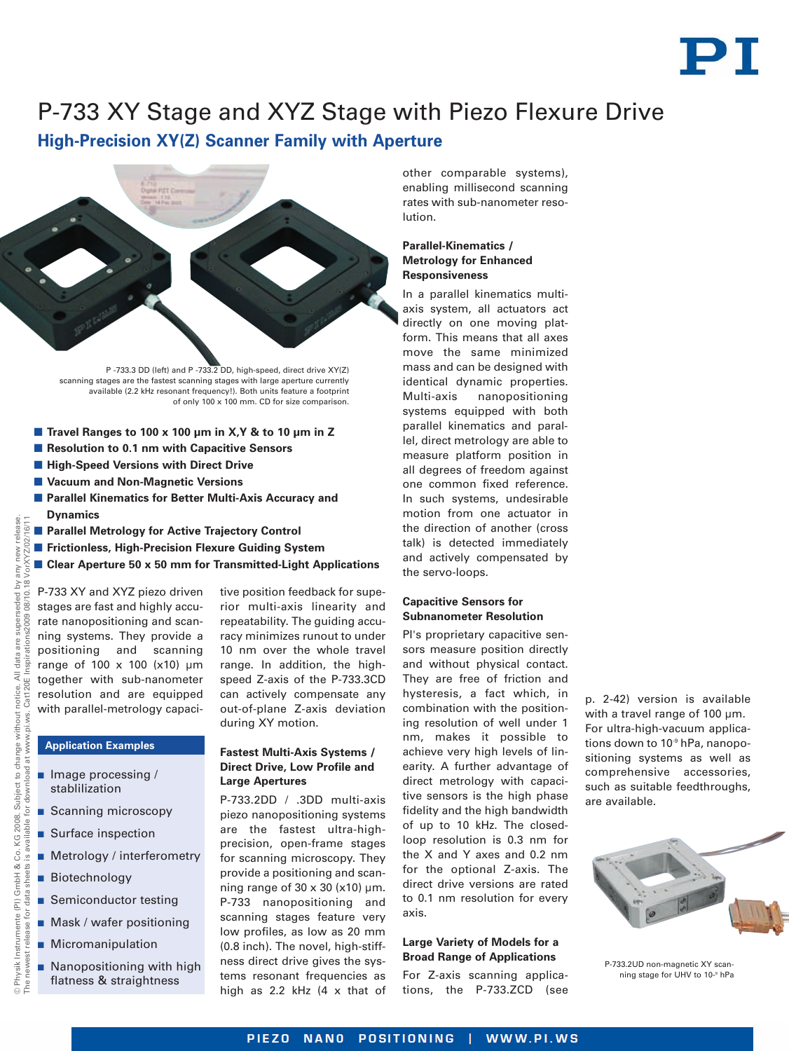# P-733 XY Stage and XYZ Stage with Piezo Flexure Drive

## High-Precision XY(Z) Scanner Family with Aperture

P -733.3 DD (left) and P -733.2 DD, high-speed, direct drive XY(Z) scanning stages are the fastest scanning stages with large aperture currently available (2.2 kHz resonant frequency!). Both units feature a footprint of only 100 x 100 mm. CD for size comparison.

- **Travel Ranges to 100 x 100 µm in X,Y & to 10 µm in Z**
- **Resolution to 0.1 nm with Capacitive Sensors**
- **High-Speed Versions with Direct Drive**
- **Vacuum and Non-Magnetic Versions**
- **Parallel Kinematics for Better Multi-Axis Accuracy and Dynamics**
- **Parallel Metrology for Active Trajectory Control**
- **Frictionless, High-Precision Flexure Guiding System**
- **Clear Aperture 50 x 50 mm for Transmitted-Light Applications**

P-733 XY and XYZ piezo driven stages are fast and highly accurate nanopositioning and scanning systems. They provide a positioning and scanning range of 100 x 100 (x10) µm together with sub-nanometer resolution and are equipped with parallel-metrology capacitive position feedback for superior multi-axis linearity and repeatability. The guiding accuracy minimizes runout to under 10 nm over the whole travel range. In addition, the high-speed Z-axis of the P-733.3CD can actively compensate any out-of-plane Z-axis deviation during XY motion.

### Application Examples

- Image processing / stablilization
- Scanning microscopy
- Surface inspection
- Metrology / interferometry
- Biotechnology
- Semiconductor testing
- Mask / wafer positioning
- Micromanipulation
- Nanopositioning with high flatness & straightness

### Fastest Multi-Axis Systems / Direct Drive, Low Profile and Large Apertures

P-733.2DD / .3DD multi-axis piezo nanopositioning systems are the fastest ultra-high-precision, open-frame stages for scanning microscopy. They provide a positioning and scanning range of 30 x 30 (x10) µm. P-733 nanopositioning and scanning stages feature very low profiles, as low as 20 mm (0.8 inch). The novel, high-stiffness direct drive gives the systems resonant frequencies as high as 2.2 kHz (4 x that of other comparable systems), enabling millisecond scanning rates with sub-nanometer resolution.

### Parallel-Kinematics / Metrology for Enhanced Responsiveness

In a parallel kinematics multi-axis system, all actuators act directly on one moving platform. This means that all axes move the same minimized mass and can be designed with identical dynamic properties. Multi-axis nanopositioning systems equipped with both parallel kinematics and parallel, direct metrology are able to measure platform position in all degrees of freedom against one common fixed reference. In such systems, undesirable motion from one actuator in the direction of another (cross talk) is detected immediately and actively compensated by the servo-loops.

### Capacitive Sensors for Subnanometer Resolution

PI's proprietary capacitive sensors measure position directly and without physical contact. They are free of friction and hysteresis, a fact which, in combination with the positioning resolution of well under 1 nm, makes it possible to achieve very high levels of linearity. A further advantage of direct metrology with capacitive sensors is the high phase fidelity and the high bandwidth of up to 10 kHz. The closed-loop resolution is 0.3 nm for the X and Y axes and 0.2 nm for the optional Z-axis. The direct drive versions are rated to 0.1 nm resolution for every axis.

### Large Variety of Models for a Broad Range of Applications

For Z-axis scanning applications, the P-733.ZCD (see p. 2-42) version is available with a travel range of 100 µm. For ultra-high-vacuum applications down to $10^{-9}$ hPa, nanopositioning systems as well as comprehensive accessories, such as suitable feedthroughs, are available.

P-733.2UD non-magnetic XY scanning stage for UHV to $10^{-9}$ hPa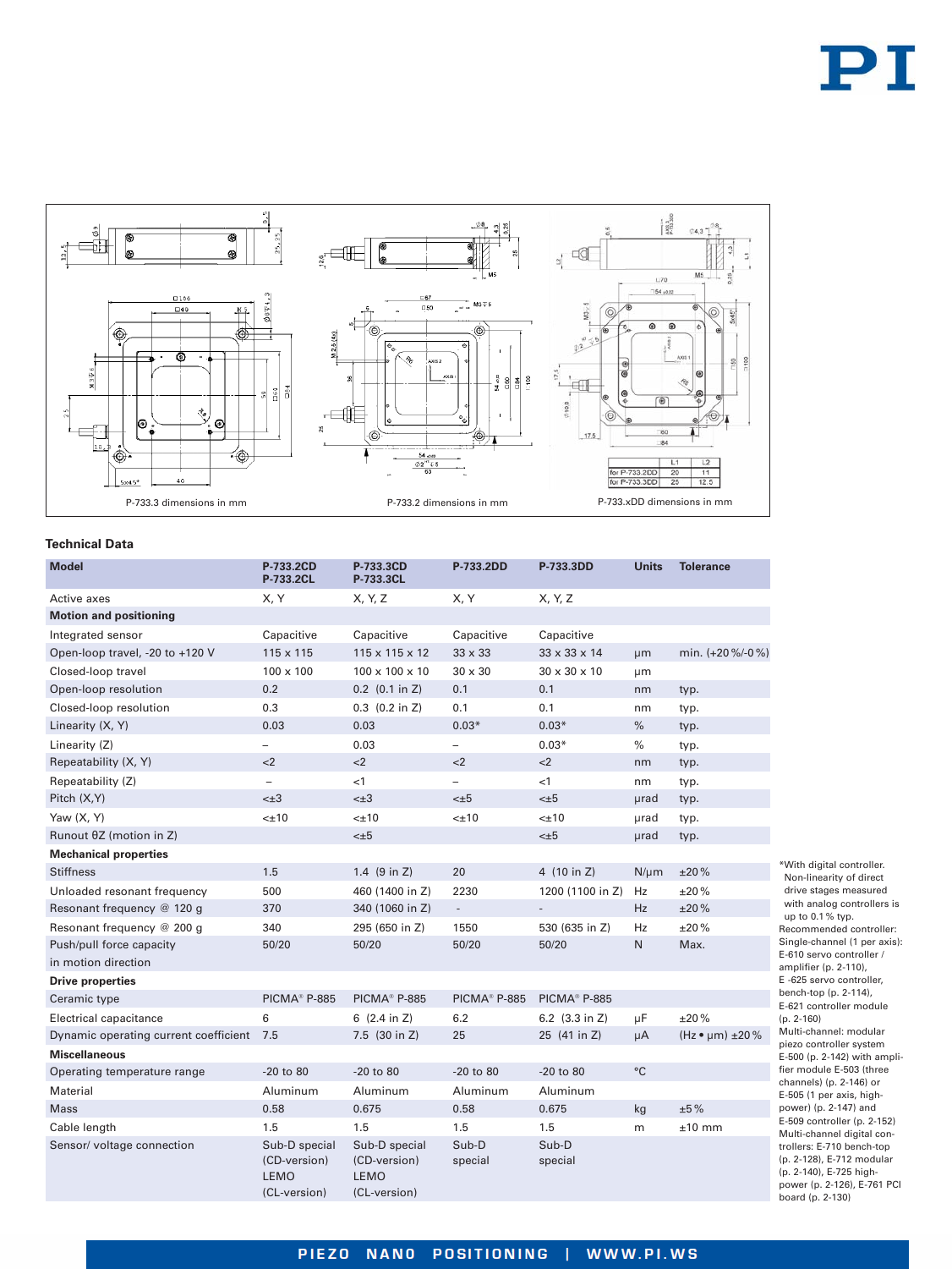P-733.3 dimensions in mm

P-733.2 dimensions in mm

P-733.xDD dimensions in mm

| | L1 | L2 |
|---|---|---|
| for P-733.2DD | 20 | 11 |
| for P-733.3DD | 25 | 12.5 |

## Technical Data

| Model | P-733.2CD P-733.2CL | P-733.3CD P-733.3CL | P-733.2DD | P-733.3DD | Units | Tolerance |
|---|---|---|---|---|---|---|
| Active axes | X, Y | X, Y, Z | X, Y | X, Y, Z | | |
| **Motion and positioning** | | | | | | |
| Integrated sensor | Capacitive | Capacitive | Capacitive | Capacitive | | |
| Open-loop travel, -20 to +120 V | 115 x 115 | 115 x 115 x 12 | 33 x 33 | 33 x 33 x 14 | µm | min. (+20 %/-0 %) |
| Closed-loop travel | 100 x 100 | 100 x 100 x 10 | 30 x 30 | 30 x 30 x 10 | µm | |
| Open-loop resolution | 0.2 | 0.2 (0.1 in Z) | 0.1 | 0.1 | nm | typ. |
| Closed-loop resolution | 0.3 | 0.3 (0.2 in Z) | 0.1 | 0.1 | nm | typ. |
| Linearity (X, Y) | 0.03 | 0.03 | 0.03* | 0.03* | % | typ. |
| Linearity (Z) | – | 0.03 | – | 0.03* | % | typ. |
| Repeatability (X, Y) | <2 | <2 | <2 | <2 | nm | typ. |
| Repeatability (Z) | – | <1 | – | <1 | nm | typ. |
| Pitch (X,Y) | <±3 | <±3 | <±5 | <±5 | µrad | typ. |
| Yaw (X, Y) | <±10 | <±10 | <±10 | <±10 | µrad | typ. |
| Runout θZ (motion in Z) | | <±5 | | <±5 | µrad | typ. |
| **Mechanical properties** | | | | | | |
| Stiffness | 1.5 | 1.4 (9 in Z) | 20 | 4 (10 in Z) | N/µm | ±20 % |
| Unloaded resonant frequency | 500 | 460 (1400 in Z) | 2230 | 1200 (1100 in Z) | Hz | ±20 % |
| Resonant frequency @ 120 g | 370 | 340 (1060 in Z) | - | - | Hz | ±20 % |
| Resonant frequency @ 200 g | 340 | 295 (650 in Z) | 1550 | 530 (635 in Z) | Hz | ±20 % |
| Push/pull force capacity in motion direction | 50/20 | 50/20 | 50/20 | 50/20 | N | Max. |
| **Drive properties** | | | | | | |
| Ceramic type | PICMA® P-885 | PICMA® P-885 | PICMA® P-885 | PICMA® P-885 | | |
| Electrical capacitance | 6 | 6 (2.4 in Z) | 6.2 | 6.2 (3.3 in Z) | µF | ±20 % |
| Dynamic operating current coefficient | 7.5 | 7.5 (30 in Z) | 25 | 25 (41 in Z) | µA | (Hz • µm) ±20 % |
| **Miscellaneous** | | | | | | |
| Operating temperature range | -20 to 80 | -20 to 80 | -20 to 80 | -20 to 80 | °C | |
| Material | Aluminum | Aluminum | Aluminum | Aluminum | | |
| Mass | 0.58 | 0.675 | 0.58 | 0.675 | kg | ±5 % |
| Cable length | 1.5 | 1.5 | 1.5 | 1.5 | m | ±10 mm |
| Sensor/ voltage connection | Sub-D special (CD-version) LEMO (CL-version) | Sub-D special (CD-version) LEMO (CL-version) | Sub-D special | Sub-D special | | |

*With digital controller. Non-linearity of direct drive stages measured with analog controllers is up to 0.1 % typ.

Recommended controller:
Single-channel (1 per axis): E-610 servo controller / amplifier (p. 2-110), E -625 servo controller, bench-top (p. 2-114), E-621 controller module (p. 2-160)
Multi-channel: modular piezo controller system E-500 (p. 2-142) with amplifier module E-503 (three channels) (p. 2-146) or E-505 (1 per axis, high-power) (p. 2-147) and E-509 controller (p. 2-152)
Multi-channel digital controllers: E-710 bench-top (p. 2-128), E-712 modular (p. 2-140), E-725 high-power (p. 2-126), E-761 PCI board (p. 2-130)